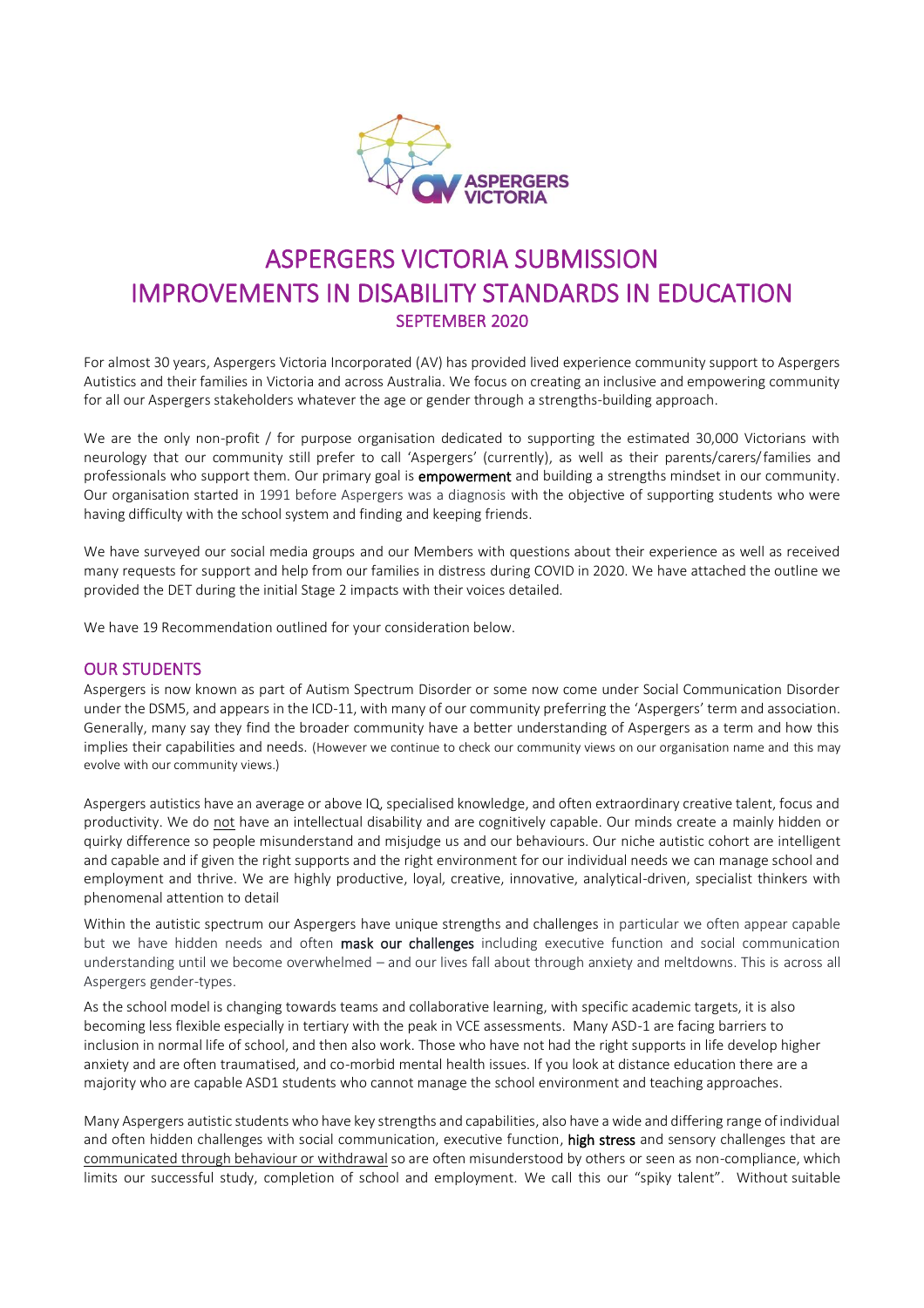# ASPERGERS VICTORIA SUBMISSION
# IMPROVEMENTS IN DISABILITY STANDARDS IN EDUCATION
### SEPTEMBER 2020

For almost 30 years, Aspergers Victoria Incorporated (AV) has provided lived experience community support to Aspergers Autistics and their families in Victoria and across Australia. We focus on creating an inclusive and empowering community for all our Aspergers stakeholders whatever the age or gender through a strengths-building approach.

We are the only non-profit / for purpose organisation dedicated to supporting the estimated 30,000 Victorians with neurology that our community still prefer to call 'Aspergers' (currently), as well as their parents/carers/families and professionals who support them. Our primary goal is **empowerment** and building a strengths mindset in our community. Our organisation started in 1991 before Aspergers was a diagnosis with the objective of supporting students who were having difficulty with the school system and finding and keeping friends.

We have surveyed our social media groups and our Members with questions about their experience as well as received many requests for support and help from our families in distress during COVID in 2020. We have attached the outline we provided the DET during the initial Stage 2 impacts with their voices detailed.

We have 19 Recommendation outlined for your consideration below.

## OUR STUDENTS

Aspergers is now known as part of Autism Spectrum Disorder or some now come under Social Communication Disorder under the DSM5, and appears in the ICD-11, with many of our community preferring the 'Aspergers' term and association. Generally, many say they find the broader community have a better understanding of Aspergers as a term and how this implies their capabilities and needs. (However we continue to check our community views on our organisation name and this may evolve with our community views.)

Aspergers autistics have an average or above IQ, specialised knowledge, and often extraordinary creative talent, focus and productivity. We do not have an intellectual disability and are cognitively capable. Our minds create a mainly hidden or quirky difference so people misunderstand and misjudge us and our behaviours. Our niche autistic cohort are intelligent and capable and if given the right supports and the right environment for our individual needs we can manage school and employment and thrive. We are highly productive, loyal, creative, innovative, analytical-driven, specialist thinkers with phenomenal attention to detail

Within the autistic spectrum our Aspergers have unique strengths and challenges in particular we often appear capable but we have hidden needs and often **mask our challenges** including executive function and social communication understanding until we become overwhelmed – and our lives fall about through anxiety and meltdowns. This is across all Aspergers gender-types.

As the school model is changing towards teams and collaborative learning, with specific academic targets, it is also becoming less flexible especially in tertiary with the peak in VCE assessments. Many ASD-1 are facing barriers to inclusion in normal life of school, and then also work. Those who have not had the right supports in life develop higher anxiety and are often traumatised, and co-morbid mental health issues. If you look at distance education there are a majority who are capable ASD1 students who cannot manage the school environment and teaching approaches.

Many Aspergers autistic students who have key strengths and capabilities, also have a wide and differing range of individual and often hidden challenges with social communication, executive function, **high stress** and sensory challenges that are communicated through behaviour or withdrawal so are often misunderstood by others or seen as non-compliance, which limits our successful study, completion of school and employment. We call this our "spiky talent". Without suitable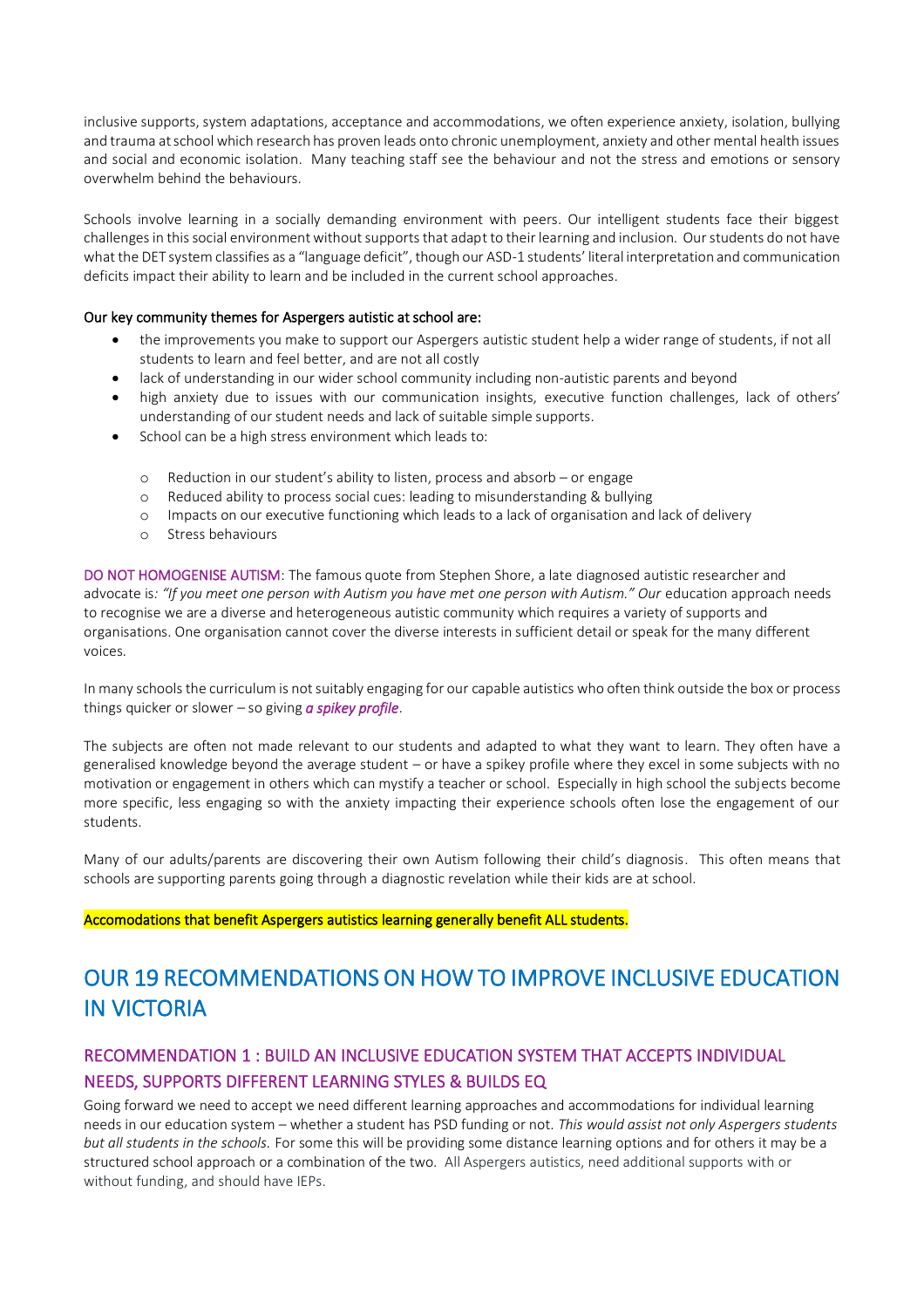inclusive supports, system adaptations, acceptance and accommodations, we often experience anxiety, isolation, bullying and trauma at school which research has proven leads onto chronic unemployment, anxiety and other mental health issues and social and economic isolation. Many teaching staff see the behaviour and not the stress and emotions or sensory overwhelm behind the behaviours.

Schools involve learning in a socially demanding environment with peers. Our intelligent students face their biggest challenges in this social environment without supports that adapt to their learning and inclusion. Our students do not have what the DET system classifies as a "language deficit", though our ASD-1 students' literal interpretation and communication deficits impact their ability to learn and be included in the current school approaches.

Our key community themes for Aspergers autistic at school are:

- the improvements you make to support our Aspergers autistic student help a wider range of students, if not all students to learn and feel better, and are not all costly
- lack of understanding in our wider school community including non-autistic parents and beyond
- high anxiety due to issues with our communication insights, executive function challenges, lack of others' understanding of our student needs and lack of suitable simple supports.
- School can be a high stress environment which leads to:
  - Reduction in our student's ability to listen, process and absorb – or engage
  - Reduced ability to process social cues: leading to misunderstanding & bullying
  - Impacts on our executive functioning which leads to a lack of organisation and lack of delivery
  - Stress behaviours

DO NOT HOMOGENISE AUTISM: The famous quote from Stephen Shore, a late diagnosed autistic researcher and advocate is*: "If you meet one person with Autism you have met one person with Autism." Our* education approach needs to recognise we are a diverse and heterogeneous autistic community which requires a variety of supports and organisations. One organisation cannot cover the diverse interests in sufficient detail or speak for the many different voices.

In many schools the curriculum is not suitably engaging for our capable autistics who often think outside the box or process things quicker or slower – so giving ***a spikey profile***.

The subjects are often not made relevant to our students and adapted to what they want to learn. They often have a generalised knowledge beyond the average student – or have a spikey profile where they excel in some subjects with no motivation or engagement in others which can mystify a teacher or school. Especially in high school the subjects become more specific, less engaging so with the anxiety impacting their experience schools often lose the engagement of our students.

Many of our adults/parents are discovering their own Autism following their child's diagnosis. This often means that schools are supporting parents going through a diagnostic revelation while their kids are at school.

Accomodations that benefit Aspergers autistics learning generally benefit ALL students.

# OUR 19 RECOMMENDATIONS ON HOW TO IMPROVE INCLUSIVE EDUCATION IN VICTORIA

## RECOMMENDATION 1 : BUILD AN INCLUSIVE EDUCATION SYSTEM THAT ACCEPTS INDIVIDUAL NEEDS, SUPPORTS DIFFERENT LEARNING STYLES & BUILDS EQ

Going forward we need to accept we need different learning approaches and accommodations for individual learning needs in our education system – whether a student has PSD funding or not. *This would assist not only Aspergers students but all students in the schools.* For some this will be providing some distance learning options and for others it may be a structured school approach or a combination of the two. All Aspergers autistics, need additional supports with or without funding, and should have IEPs.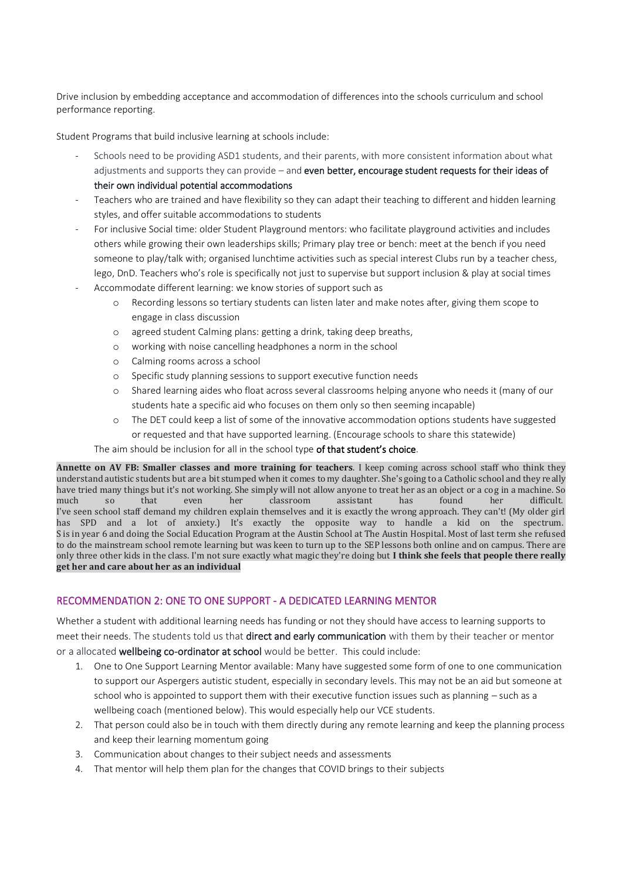Drive inclusion by embedding acceptance and accommodation of differences into the schools curriculum and school performance reporting.

Student Programs that build inclusive learning at schools include:

- Schools need to be providing ASD1 students, and their parents, with more consistent information about what adjustments and supports they can provide – and **even better, encourage student requests for their ideas of their own individual potential accommodations**
- Teachers who are trained and have flexibility so they can adapt their teaching to different and hidden learning styles, and offer suitable accommodations to students
- For inclusive Social time: older Student Playground mentors: who facilitate playground activities and includes others while growing their own leaderships skills; Primary play tree or bench: meet at the bench if you need someone to play/talk with; organised lunchtime activities such as special interest Clubs run by a teacher chess, lego, DnD. Teachers who's role is specifically not just to supervise but support inclusion & play at social times
- Accommodate different learning: we know stories of support such as
  - Recording lessons so tertiary students can listen later and make notes after, giving them scope to engage in class discussion
  - agreed student Calming plans: getting a drink, taking deep breaths,
  - working with noise cancelling headphones a norm in the school
  - Calming rooms across a school
  - Specific study planning sessions to support executive function needs
  - Shared learning aides who float across several classrooms helping anyone who needs it (many of our students hate a specific aid who focuses on them only so then seeming incapable)
  - The DET could keep a list of some of the innovative accommodation options students have suggested or requested and that have supported learning. (Encourage schools to share this statewide)

The aim should be inclusion for all in the school type **of that student's choice**.

**Annette on AV FB: Smaller classes and more training for teachers**. I keep coming across school staff who think they understand autistic students but are a bit stumped when it comes to my daughter. She's going to a Catholic school and they really have tried many things but it's not working. She simply will not allow anyone to treat her as an object or a cog in a machine. So much so that even her classroom assistant has found her difficult. I've seen school staff demand my children explain themselves and it is exactly the wrong approach. They can't! (My older girl has SPD and a lot of anxiety.) It's exactly the opposite way to handle a kid on the spectrum. S is in year 6 and doing the Social Education Program at the Austin School at The Austin Hospital. Most of last term she refused to do the mainstream school remote learning but was keen to turn up to the SEP lessons both online and on campus. There are only three other kids in the class. I'm not sure exactly what magic they're doing but **I think she feels that people there really get her and care about her as an individual**

## RECOMMENDATION 2: ONE TO ONE SUPPORT - A DEDICATED LEARNING MENTOR

Whether a student with additional learning needs has funding or not they should have access to learning supports to meet their needs. The students told us that **direct and early communication** with them by their teacher or mentor or a allocated **wellbeing co-ordinator at school** would be better. This could include:

1. One to One Support Learning Mentor available: Many have suggested some form of one to one communication to support our Aspergers autistic student, especially in secondary levels. This may not be an aid but someone at school who is appointed to support them with their executive function issues such as planning – such as a wellbeing coach (mentioned below). This would especially help our VCE students.
2. That person could also be in touch with them directly during any remote learning and keep the planning process and keep their learning momentum going
3. Communication about changes to their subject needs and assessments
4. That mentor will help them plan for the changes that COVID brings to their subjects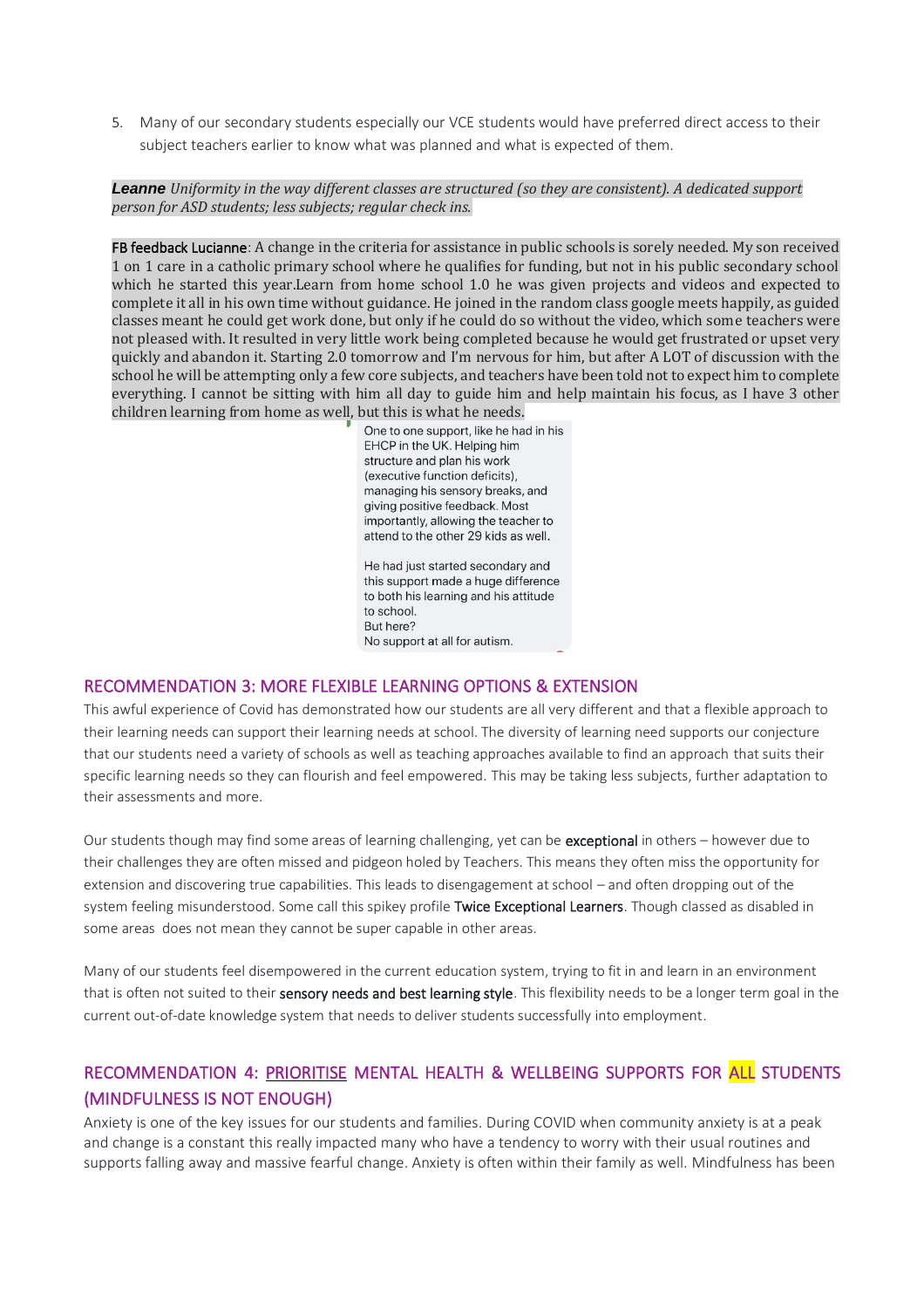5. Many of our secondary students especially our VCE students would have preferred direct access to their subject teachers earlier to know what was planned and what is expected of them.

***Leanne*** *Uniformity in the way different classes are structured (so they are consistent). A dedicated support person for ASD students; less subjects; regular check ins.*

FB feedback Lucianne: A change in the criteria for assistance in public schools is sorely needed. My son received 1 on 1 care in a catholic primary school where he qualifies for funding, but not in his public secondary school which he started this year.Learn from home school 1.0 he was given projects and videos and expected to complete it all in his own time without guidance. He joined in the random class google meets happily, as guided classes meant he could get work done, but only if he could do so without the video, which some teachers were not pleased with. It resulted in very little work being completed because he would get frustrated or upset very quickly and abandon it. Starting 2.0 tomorrow and I'm nervous for him, but after A LOT of discussion with the school he will be attempting only a few core subjects, and teachers have been told not to expect him to complete everything. I cannot be sitting with him all day to guide him and help maintain his focus, as I have 3 other children learning from home as well, but this is what he needs.

One to one support, like he had in his EHCP in the UK. Helping him structure and plan his work (executive function deficits), managing his sensory breaks, and giving positive feedback. Most importantly, allowing the teacher to attend to the other 29 kids as well.

He had just started secondary and this support made a huge difference to both his learning and his attitude to school.
But here?
No support at all for autism.

## RECOMMENDATION 3: MORE FLEXIBLE LEARNING OPTIONS & EXTENSION

This awful experience of Covid has demonstrated how our students are all very different and that a flexible approach to their learning needs can support their learning needs at school. The diversity of learning need supports our conjecture that our students need a variety of schools as well as teaching approaches available to find an approach that suits their specific learning needs so they can flourish and feel empowered. This may be taking less subjects, further adaptation to their assessments and more.

Our students though may find some areas of learning challenging, yet can be exceptional in others – however due to their challenges they are often missed and pidgeon holed by Teachers. This means they often miss the opportunity for extension and discovering true capabilities. This leads to disengagement at school – and often dropping out of the system feeling misunderstood. Some call this spikey profile Twice Exceptional Learners. Though classed as disabled in some areas does not mean they cannot be super capable in other areas.

Many of our students feel disempowered in the current education system, trying to fit in and learn in an environment that is often not suited to their sensory needs and best learning style. This flexibility needs to be a longer term goal in the current out-of-date knowledge system that needs to deliver students successfully into employment.

## RECOMMENDATION 4: PRIORITISE MENTAL HEALTH & WELLBEING SUPPORTS FOR ALL STUDENTS (MINDFULNESS IS NOT ENOUGH)

Anxiety is one of the key issues for our students and families. During COVID when community anxiety is at a peak and change is a constant this really impacted many who have a tendency to worry with their usual routines and supports falling away and massive fearful change. Anxiety is often within their family as well. Mindfulness has been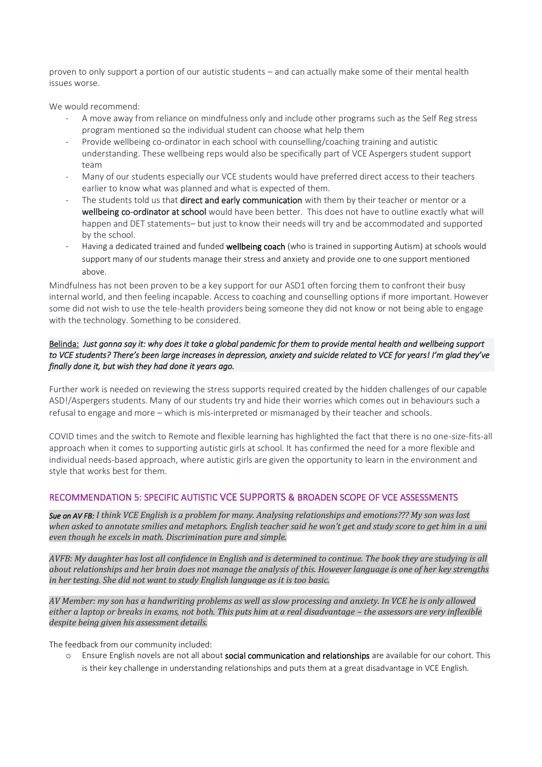proven to only support a portion of our autistic students – and can actually make some of their mental health issues worse.

We would recommend:

- A move away from reliance on mindfulness only and include other programs such as the Self Reg stress program mentioned so the individual student can choose what help them
- Provide wellbeing co-ordinator in each school with counselling/coaching training and autistic understanding. These wellbeing reps would also be specifically part of VCE Aspergers student support team
- Many of our students especially our VCE students would have preferred direct access to their teachers earlier to know what was planned and what is expected of them.
- The students told us that **direct and early communication** with them by their teacher or mentor or a **wellbeing co-ordinator at school** would have been better. This does not have to outline exactly what will happen and DET statements– but just to know their needs will try and be accommodated and supported by the school.
- Having a dedicated trained and funded **wellbeing coach** (who is trained in supporting Autism) at schools would support many of our students manage their stress and anxiety and provide one to one support mentioned above.

Mindfulness has not been proven to be a key support for our ASD1 often forcing them to confront their busy internal world, and then feeling incapable. Access to coaching and counselling options if more important. However some did not wish to use the tele-health providers being someone they did not know or not being able to engage with the technology. Something to be considered.

Belinda: *Just gonna say it: why does it take a global pandemic for them to provide mental health and wellbeing support to VCE students? There's been large increases in depression, anxiety and suicide related to VCE for years! I'm glad they've finally done it, but wish they had done it years ago.*

Further work is needed on reviewing the stress supports required created by the hidden challenges of our capable ASD!/Aspergers students. Many of our students try and hide their worries which comes out in behaviours such a refusal to engage and more – which is mis-interpreted or mismanaged by their teacher and schools.

COVID times and the switch to Remote and flexible learning has highlighted the fact that there is no one-size-fits-all approach when it comes to supporting autistic girls at school. It has confirmed the need for a more flexible and individual needs-based approach, where autistic girls are given the opportunity to learn in the environment and style that works best for them.

## RECOMMENDATION 5: SPECIFIC AUTISTIC VCE SUPPORTS & BROADEN SCOPE OF VCE ASSESSMENTS

***Sue on AV FB:*** *I think VCE English is a problem for many. Analysing relationships and emotions??? My son was lost when asked to annotate smilies and metaphors. English teacher said he won't get and study score to get him in a uni even though he excels in math. Discrimination pure and simple.*

*AVFB: My daughter has lost all confidence in English and is determined to continue. The book they are studying is all about relationships and her brain does not manage the analysis of this. However language is one of her key strengths in her testing. She did not want to study English language as it is too basic.*

*AV Member: my son has a handwriting problems as well as slow processing and anxiety. In VCE he is only allowed either a laptop or breaks in exams, not both. This puts him at a real disadvantage – the assessors are very inflexible despite being given his assessment details.*

The feedback from our community included:

- Ensure English novels are not all about **social communication and relationships** are available for our cohort. This is their key challenge in understanding relationships and puts them at a great disadvantage in VCE English.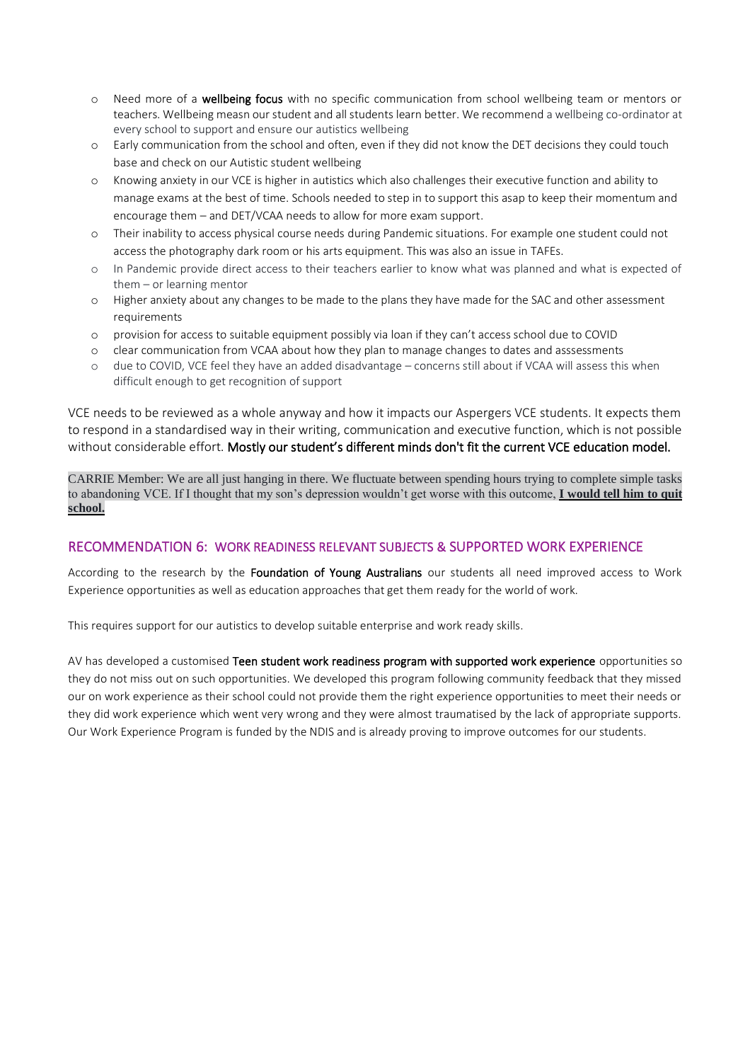- Need more of a **wellbeing focus** with no specific communication from school wellbeing team or mentors or teachers. Wellbeing measn our student and all students learn better. We recommend a wellbeing co-ordinator at every school to support and ensure our autistics wellbeing
- Early communication from the school and often, even if they did not know the DET decisions they could touch base and check on our Autistic student wellbeing
- Knowing anxiety in our VCE is higher in autistics which also challenges their executive function and ability to manage exams at the best of time. Schools needed to step in to support this asap to keep their momentum and encourage them – and DET/VCAA needs to allow for more exam support.
- Their inability to access physical course needs during Pandemic situations. For example one student could not access the photography dark room or his arts equipment. This was also an issue in TAFEs.
- In Pandemic provide direct access to their teachers earlier to know what was planned and what is expected of them – or learning mentor
- Higher anxiety about any changes to be made to the plans they have made for the SAC and other assessment requirements
- provision for access to suitable equipment possibly via loan if they can't access school due to COVID
- clear communication from VCAA about how they plan to manage changes to dates and asssessments
- due to COVID, VCE feel they have an added disadvantage – concerns still about if VCAA will assess this when difficult enough to get recognition of support

VCE needs to be reviewed as a whole anyway and how it impacts our Aspergers VCE students. It expects them to respond in a standardised way in their writing, communication and executive function, which is not possible without considerable effort. **Mostly our student's different minds don't fit the current VCE education model.**

CARRIE Member: We are all just hanging in there. We fluctuate between spending hours trying to complete simple tasks to abandoning VCE. If I thought that my son's depression wouldn't get worse with this outcome, **I would tell him to quit school.**

## RECOMMENDATION 6: WORK READINESS RELEVANT SUBJECTS & SUPPORTED WORK EXPERIENCE

According to the research by the **Foundation of Young Australians** our students all need improved access to Work Experience opportunities as well as education approaches that get them ready for the world of work.

This requires support for our autistics to develop suitable enterprise and work ready skills.

AV has developed a customised **Teen student work readiness program with supported work experience** opportunities so they do not miss out on such opportunities. We developed this program following community feedback that they missed our on work experience as their school could not provide them the right experience opportunities to meet their needs or they did work experience which went very wrong and they were almost traumatised by the lack of appropriate supports. Our Work Experience Program is funded by the NDIS and is already proving to improve outcomes for our students.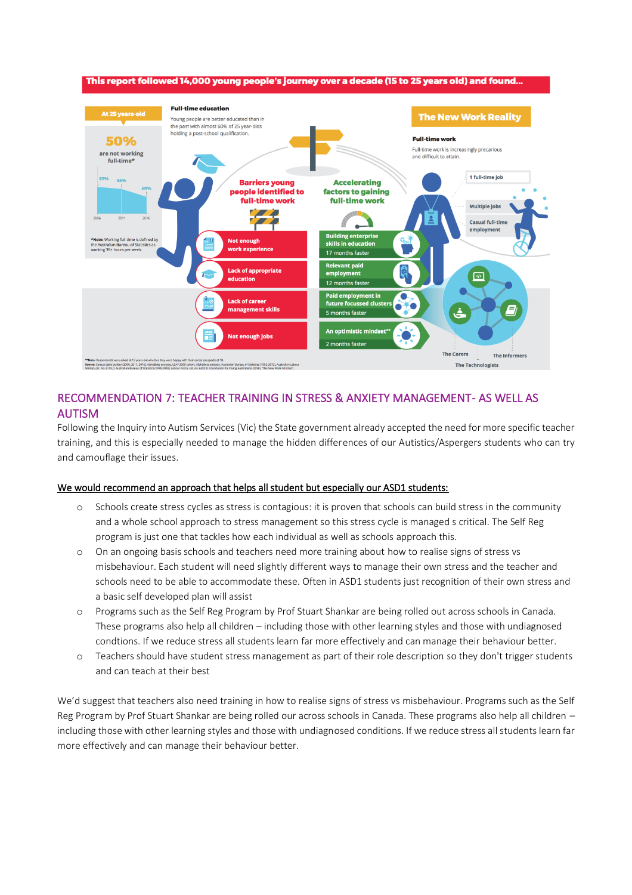**This report followed 14,000 young people's journey over a decade (15 to 25 years old) and found...**

**At 25 years-old**

**50%** are not working full-time*

57% 55% 50%

2006 2011 2016

*Note: Working full-time is defined by the Australian Bureau of Statistics as working 35+ hours per week.

**Full-time education**

Young people are better educated than in the past with almost 60% of 25 year-olds holding a post-school qualification.

**Barriers young people identified to full-time work**

- Not enough work experience
- Lack of appropriate education
- Lack of career management skills
- Not enough jobs

**Accelerating factors to gaining full-time work**

- Building enterprise skills in education – 17 months faster
- Relevant paid employment – 12 months faster
- Paid employment in future focussed clusters – 5 months faster
- An optimistic mindset** – 2 months faster

**The New Work Reality**

**Full-time work**

Full-time work is increasingly precarious and difficult to attain.

- 1 full-time job
- Multiple jobs
- Casual full-time employment

The Carers · The Informers · The Technologists

**Note: Respondents were asked at 19 years old whether they were happy with their career prospects at 18.
Source: Census table builder (2006, 2011, 2016), AlphaBeta analysis. LSAY 2006 cohort, AlphaBeta analysis. Australian Bureau of Statistics (1992-2013), Australian Labour Market, cat. No. 6105.0, Australian Bureau of Statistics (1978-2018), Labour Force, cat. no. 6202.0. Foundation for Young Australians (2016), "The New Work Mindset".

## RECOMMENDATION 7: TEACHER TRAINING IN STRESS & ANXIETY MANAGEMENT- AS WELL AS AUTISM

Following the Inquiry into Autism Services (Vic) the State government already accepted the need for more specific teacher training, and this is especially needed to manage the hidden differences of our Autistics/Aspergers students who can try and camouflage their issues.

<u>We would recommend an approach that helps all student but especially our ASD1 students:</u>

- Schools create stress cycles as stress is contagious: it is proven that schools can build stress in the community and a whole school approach to stress management so this stress cycle is managed s critical. The Self Reg program is just one that tackles how each individual as well as schools approach this.
- On an ongoing basis schools and teachers need more training about how to realise signs of stress vs misbehaviour. Each student will need slightly different ways to manage their own stress and the teacher and schools need to be able to accommodate these. Often in ASD1 students just recognition of their own stress and a basic self developed plan will assist
- Programs such as the Self Reg Program by Prof Stuart Shankar are being rolled out across schools in Canada. These programs also help all children – including those with other learning styles and those with undiagnosed condtions. If we reduce stress all students learn far more effectively and can manage their behaviour better.
- Teachers should have student stress management as part of their role description so they don't trigger students and can teach at their best

We'd suggest that teachers also need training in how to realise signs of stress vs misbehaviour. Programs such as the Self Reg Program by Prof Stuart Shankar are being rolled our across schools in Canada. These programs also help all children – including those with other learning styles and those with undiagnosed conditions. If we reduce stress all students learn far more effectively and can manage their behaviour better.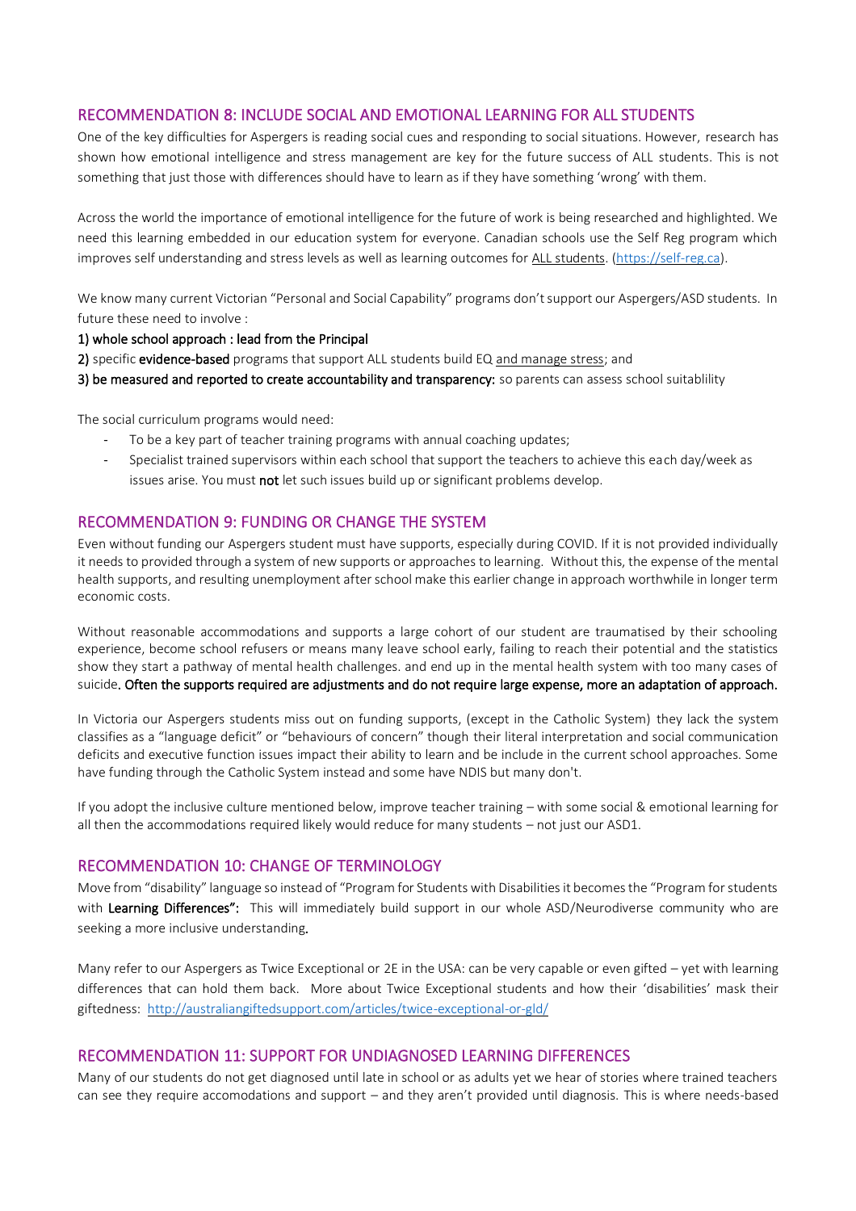## RECOMMENDATION 8: INCLUDE SOCIAL AND EMOTIONAL LEARNING FOR ALL STUDENTS

One of the key difficulties for Aspergers is reading social cues and responding to social situations. However, research has shown how emotional intelligence and stress management are key for the future success of ALL students. This is not something that just those with differences should have to learn as if they have something 'wrong' with them.

Across the world the importance of emotional intelligence for the future of work is being researched and highlighted. We need this learning embedded in our education system for everyone. Canadian schools use the Self Reg program which improves self understanding and stress levels as well as learning outcomes for ALL students. (https://self-reg.ca).

We know many current Victorian "Personal and Social Capability" programs don't support our Aspergers/ASD students. In future these need to involve :

1) whole school approach : lead from the Principal
2) specific **evidence-based** programs that support ALL students build EQ and manage stress; and
3) be measured and reported to create accountability and transparency: so parents can assess school suitablility

The social curriculum programs would need:

- To be a key part of teacher training programs with annual coaching updates;
- Specialist trained supervisors within each school that support the teachers to achieve this each day/week as issues arise. You must **not** let such issues build up or significant problems develop.

## RECOMMENDATION 9: FUNDING OR CHANGE THE SYSTEM

Even without funding our Aspergers student must have supports, especially during COVID. If it is not provided individually it needs to provided through a system of new supports or approaches to learning. Without this, the expense of the mental health supports, and resulting unemployment after school make this earlier change in approach worthwhile in longer term economic costs.

Without reasonable accommodations and supports a large cohort of our student are traumatised by their schooling experience, become school refusers or means many leave school early, failing to reach their potential and the statistics show they start a pathway of mental health challenges. and end up in the mental health system with too many cases of suicide. **Often the supports required are adjustments and do not require large expense, more an adaptation of approach.**

In Victoria our Aspergers students miss out on funding supports, (except in the Catholic System) they lack the system classifies as a "language deficit" or "behaviours of concern" though their literal interpretation and social communication deficits and executive function issues impact their ability to learn and be include in the current school approaches. Some have funding through the Catholic System instead and some have NDIS but many don't.

If you adopt the inclusive culture mentioned below, improve teacher training – with some social & emotional learning for all then the accommodations required likely would reduce for many students – not just our ASD1.

## RECOMMENDATION 10: CHANGE OF TERMINOLOGY

Move from "disability" language so instead of "Program for Students with Disabilities it becomes the "Program for students with **Learning Differences"**: This will immediately build support in our whole ASD/Neurodiverse community who are seeking a more inclusive understanding.

Many refer to our Aspergers as Twice Exceptional or 2E in the USA: can be very capable or even gifted – yet with learning differences that can hold them back. More about Twice Exceptional students and how their 'disabilities' mask their giftedness: http://australiangiftedsupport.com/articles/twice-exceptional-or-gld/

## RECOMMENDATION 11: SUPPORT FOR UNDIAGNOSED LEARNING DIFFERENCES

Many of our students do not get diagnosed until late in school or as adults yet we hear of stories where trained teachers can see they require accomodations and support – and they aren't provided until diagnosis. This is where needs-based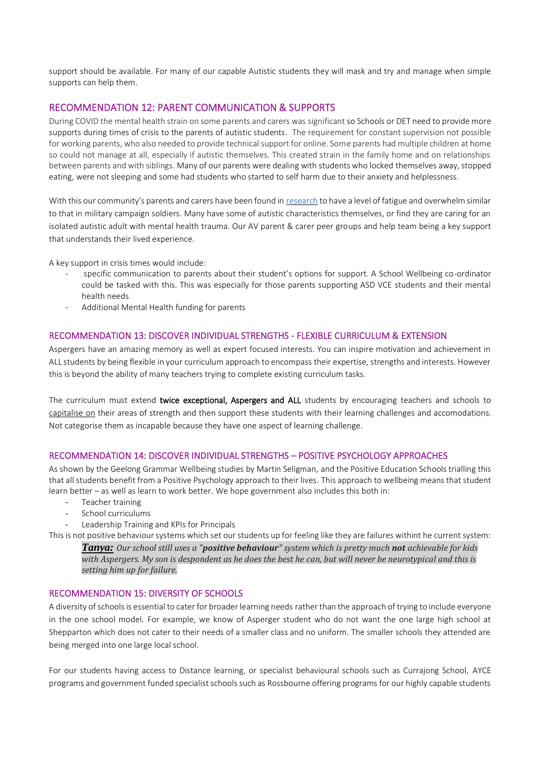support should be available. For many of our capable Autistic students they will mask and try and manage when simple supports can help them.

## RECOMMENDATION 12: PARENT COMMUNICATION & SUPPORTS

During COVID the mental health strain on some parents and carers was significant so Schools or DET need to provide more supports during times of crisis to the parents of autistic students. The requirement for constant supervision not possible for working parents, who also needed to provide technical support for online. Some parents had multiple children at home so could not manage at all, especially if autistic themselves. This created strain in the family home and on relationships between parents and with siblings. Many of our parents were dealing with students who locked themselves away, stopped eating, were not sleeping and some had students who started to self harm due to their anxiety and helplessness.

With this our community's parents and carers have been found in research to have a level of fatigue and overwhelm similar to that in military campaign soldiers. Many have some of autistic characteristics themselves, or find they are caring for an isolated autistic adult with mental health trauma. Our AV parent & carer peer groups and help team being a key support that understands their lived experience.

A key support in crisis times would include:

- specific communication to parents about their student's options for support. A School Wellbeing co-ordinator could be tasked with this. This was especially for those parents supporting ASD VCE students and their mental health needs
- Additional Mental Health funding for parents

## RECOMMENDATION 13: DISCOVER INDIVIDUAL STRENGTHS - FLEXIBLE CURRICULUM & EXTENSION

Aspergers have an amazing memory as well as expert focused interests. You can inspire motivation and achievement in ALL students by being flexible in your curriculum approach to encompass their expertise, strengths and interests. However this is beyond the ability of many teachers trying to complete existing curriculum tasks.

The curriculum must extend **twice exceptional, Aspergers and ALL** students by encouraging teachers and schools to capitalise on their areas of strength and then support these students with their learning challenges and accomodations. Not categorise them as incapable because they have one aspect of learning challenge.

## RECOMMENDATION 14: DISCOVER INDIVIDUAL STRENGTHS – POSITIVE PSYCHOLOGY APPROACHES

As shown by the Geelong Grammar Wellbeing studies by Martin Seligman, and the Positive Education Schools trialling this that all students benefit from a Positive Psychology approach to their lives. This approach to wellbeing means that student learn better – as well as learn to work better. We hope government also includes this both in:

- Teacher training
- School curriculums
- Leadership Training and KPIs for Principals

This is not positive behaviour systems which set our students up for feeling like they are failures withint he current system:

> ***Tanya:*** *Our school still uses a "**positive behaviour**" system which is pretty much **not** achievable for kids with Aspergers. My son is despondent as he does the best he can, but will never be neurotypical and this is setting him up for failure.*

## RECOMMENDATION 15: DIVERSITY OF SCHOOLS

A diversity of schools is essential to cater for broader learning needs rather than the approach of trying to include everyone in the one school model. For example, we know of Asperger student who do not want the one large high school at Shepparton which does not cater to their needs of a smaller class and no uniform. The smaller schools they attended are being merged into one large local school.

For our students having access to Distance learning, or specialist behavioural schools such as Currajong School, AYCE programs and government funded specialist schools such as Rossbourne offering programs for our highly capable students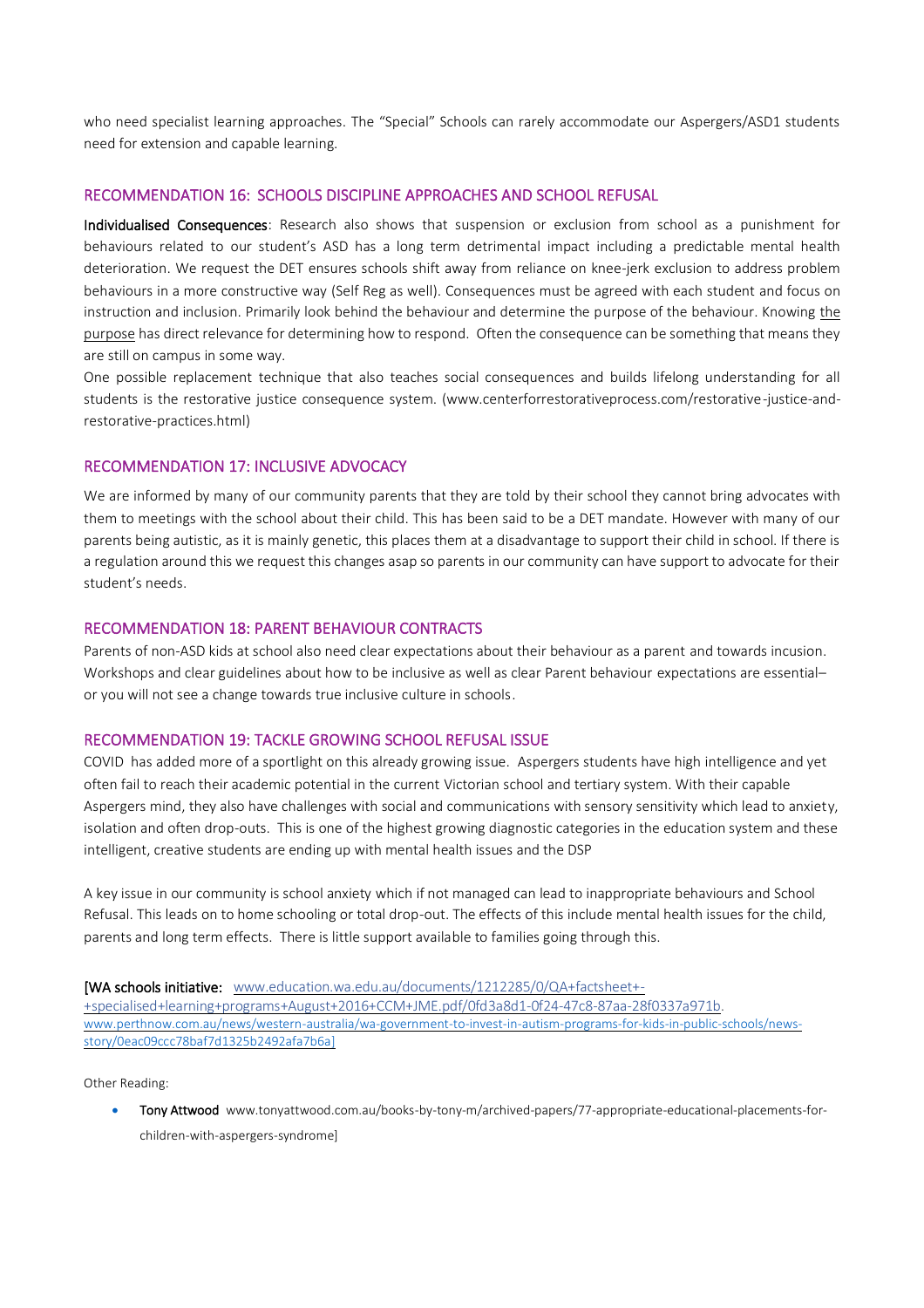who need specialist learning approaches. The "Special" Schools can rarely accommodate our Aspergers/ASD1 students need for extension and capable learning.

## RECOMMENDATION 16: SCHOOLS DISCIPLINE APPROACHES AND SCHOOL REFUSAL

**Individualised Consequences**: Research also shows that suspension or exclusion from school as a punishment for behaviours related to our student's ASD has a long term detrimental impact including a predictable mental health deterioration. We request the DET ensures schools shift away from reliance on knee-jerk exclusion to address problem behaviours in a more constructive way (Self Reg as well). Consequences must be agreed with each student and focus on instruction and inclusion. Primarily look behind the behaviour and determine the purpose of the behaviour. Knowing the purpose has direct relevance for determining how to respond. Often the consequence can be something that means they are still on campus in some way.

One possible replacement technique that also teaches social consequences and builds lifelong understanding for all students is the restorative justice consequence system. (www.centerforrestorativeprocess.com/restorative-justice-and-restorative-practices.html)

## RECOMMENDATION 17: INCLUSIVE ADVOCACY

We are informed by many of our community parents that they are told by their school they cannot bring advocates with them to meetings with the school about their child. This has been said to be a DET mandate. However with many of our parents being autistic, as it is mainly genetic, this places them at a disadvantage to support their child in school. If there is a regulation around this we request this changes asap so parents in our community can have support to advocate for their student's needs.

## RECOMMENDATION 18: PARENT BEHAVIOUR CONTRACTS

Parents of non-ASD kids at school also need clear expectations about their behaviour as a parent and towards incusion. Workshops and clear guidelines about how to be inclusive as well as clear Parent behaviour expectations are essential– or you will not see a change towards true inclusive culture in schools.

## RECOMMENDATION 19: TACKLE GROWING SCHOOL REFUSAL ISSUE

COVID has added more of a sportlight on this already growing issue. Aspergers students have high intelligence and yet often fail to reach their academic potential in the current Victorian school and tertiary system. With their capable Aspergers mind, they also have challenges with social and communications with sensory sensitivity which lead to anxiety, isolation and often drop-outs. This is one of the highest growing diagnostic categories in the education system and these intelligent, creative students are ending up with mental health issues and the DSP

A key issue in our community is school anxiety which if not managed can lead to inappropriate behaviours and School Refusal. This leads on to home schooling or total drop-out. The effects of this include mental health issues for the child, parents and long term effects. There is little support available to families going through this.

[**WA schools initiative:** www.education.wa.edu.au/documents/1212285/0/QA+factsheet+-+specialised+learning+programs+August+2016+CCM+JME.pdf/0fd3a8d1-0f24-47c8-87aa-28f0337a971b. www.perthnow.com.au/news/western-australia/wa-government-to-invest-in-autism-programs-for-kids-in-public-schools/news-story/0eac09ccc78baf7d1325b2492afa7b6a]

Other Reading:

- **Tony Attwood** www.tonyattwood.com.au/books-by-tony-m/archived-papers/77-appropriate-educational-placements-for-children-with-aspergers-syndrome]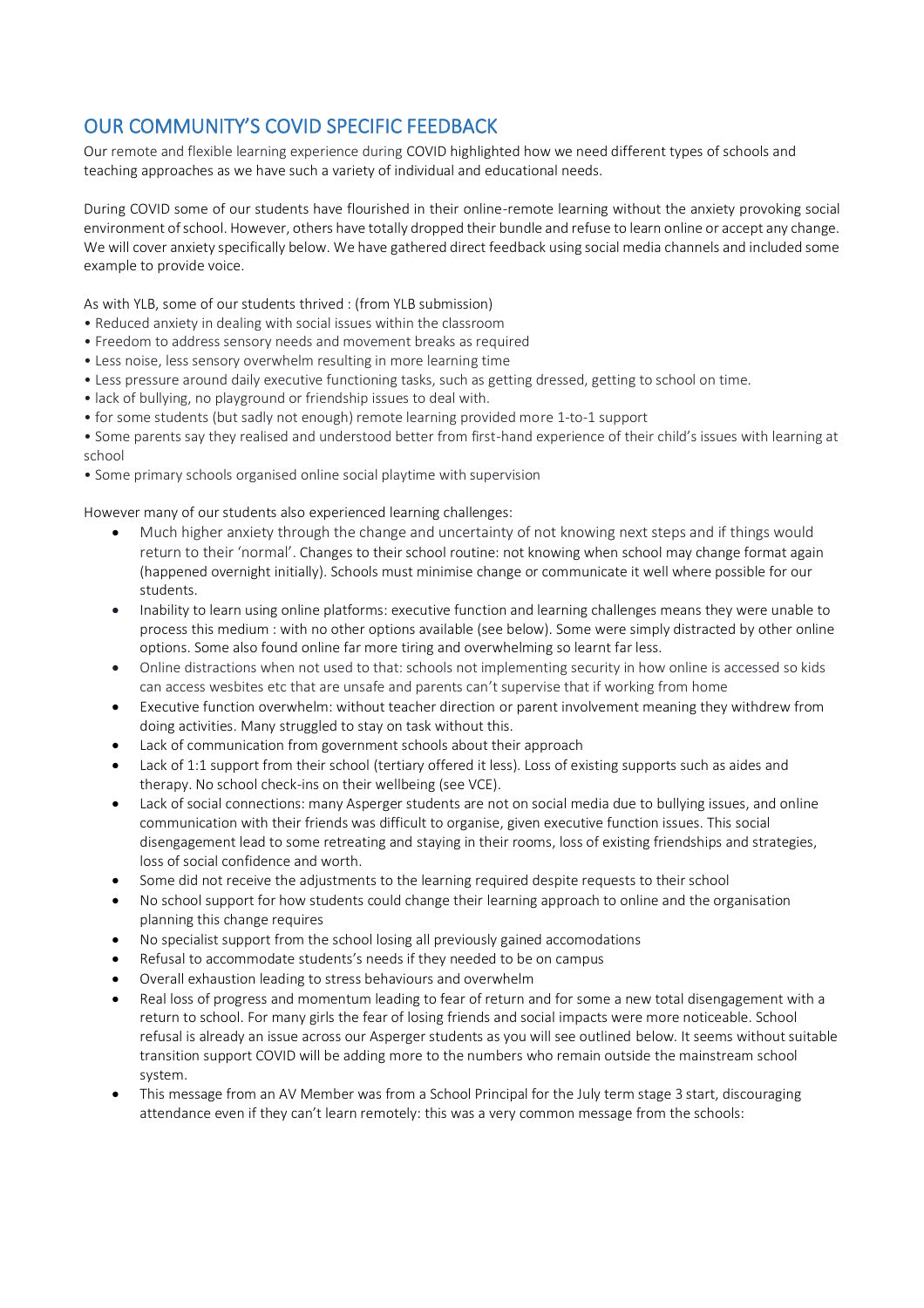## OUR COMMUNITY'S COVID SPECIFIC FEEDBACK

Our remote and flexible learning experience during COVID highlighted how we need different types of schools and teaching approaches as we have such a variety of individual and educational needs.

During COVID some of our students have flourished in their online-remote learning without the anxiety provoking social environment of school. However, others have totally dropped their bundle and refuse to learn online or accept any change. We will cover anxiety specifically below. We have gathered direct feedback using social media channels and included some example to provide voice.

As with YLB, some of our students thrived : (from YLB submission)

- Reduced anxiety in dealing with social issues within the classroom
- Freedom to address sensory needs and movement breaks as required
- Less noise, less sensory overwhelm resulting in more learning time
- Less pressure around daily executive functioning tasks, such as getting dressed, getting to school on time.
- lack of bullying, no playground or friendship issues to deal with.
- for some students (but sadly not enough) remote learning provided more 1-to-1 support
- Some parents say they realised and understood better from first-hand experience of their child's issues with learning at school
- Some primary schools organised online social playtime with supervision

However many of our students also experienced learning challenges:

- Much higher anxiety through the change and uncertainty of not knowing next steps and if things would return to their 'normal'. Changes to their school routine: not knowing when school may change format again (happened overnight initially). Schools must minimise change or communicate it well where possible for our students.
- Inability to learn using online platforms: executive function and learning challenges means they were unable to process this medium : with no other options available (see below). Some were simply distracted by other online options. Some also found online far more tiring and overwhelming so learnt far less.
- Online distractions when not used to that: schools not implementing security in how online is accessed so kids can access wesbites etc that are unsafe and parents can't supervise that if working from home
- Executive function overwhelm: without teacher direction or parent involvement meaning they withdrew from doing activities. Many struggled to stay on task without this.
- Lack of communication from government schools about their approach
- Lack of 1:1 support from their school (tertiary offered it less). Loss of existing supports such as aides and therapy. No school check-ins on their wellbeing (see VCE).
- Lack of social connections: many Asperger students are not on social media due to bullying issues, and online communication with their friends was difficult to organise, given executive function issues. This social disengagement lead to some retreating and staying in their rooms, loss of existing friendships and strategies, loss of social confidence and worth.
- Some did not receive the adjustments to the learning required despite requests to their school
- No school support for how students could change their learning approach to online and the organisation planning this change requires
- No specialist support from the school losing all previously gained accomodations
- Refusal to accommodate students's needs if they needed to be on campus
- Overall exhaustion leading to stress behaviours and overwhelm
- Real loss of progress and momentum leading to fear of return and for some a new total disengagement with a return to school. For many girls the fear of losing friends and social impacts were more noticeable. School refusal is already an issue across our Asperger students as you will see outlined below. It seems without suitable transition support COVID will be adding more to the numbers who remain outside the mainstream school system.
- This message from an AV Member was from a School Principal for the July term stage 3 start, discouraging attendance even if they can't learn remotely: this was a very common message from the schools: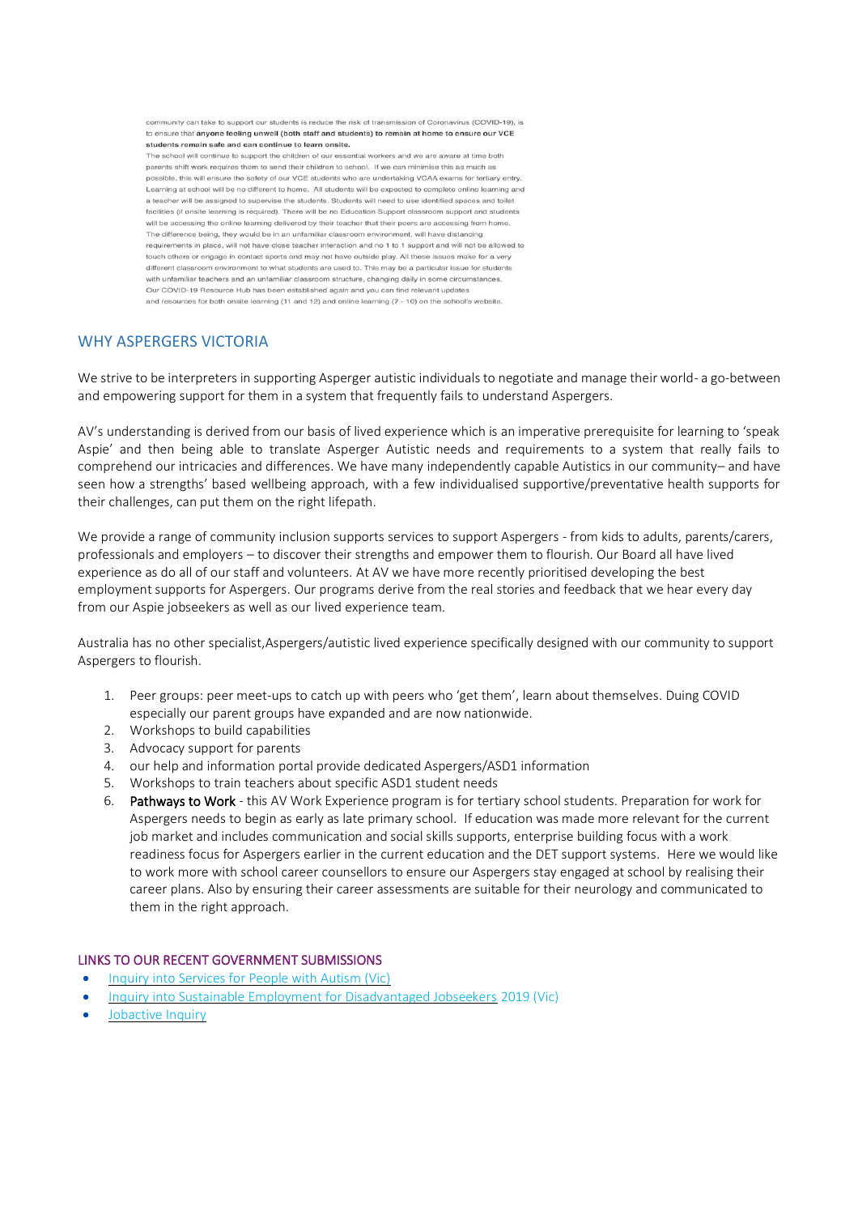community can take to support our students is reduce the risk of transmission of Coronavirus (COVID-19), is to ensure that **anyone feeling unwell (both staff and students) to remain at home to ensure our VCE students remain safe and can continue to learn onsite.**

The school will continue to support the children of our essential workers and we are aware at time both parents shift work requires them to send their children to school. If we can minimise this as much as possible, this will ensure the safety of our VCE students who are undertaking VCAA exams for tertiary entry. Learning at school will be no different to home. All students will be expected to complete online learning and a teacher will be assigned to supervise the students. Students will need to use identified spaces and toilet facilities (if onsite learning is required). There will be no Education Support classroom support and students will be accessing the online learning delivered by their teacher that their peers are accessing from home. The difference being, they would be in an unfamiliar classroom environment, will have distancing requirements in place, will not have close teacher interaction and no 1 to 1 support and will not be allowed to touch others or engage in contact sports and may not have outside play. All these issues make for a very different classroom environment to what students are used to. This may be a particular issue for students with unfamiliar teachers and an unfamiliar classroom structure, changing daily in some circumstances.

Our COVID-19 Resource Hub has been established again and you can find relevant updates and resources for both onsite learning (11 and 12) and online learning (7 - 10) on the school's website.

## WHY ASPERGERS VICTORIA

We strive to be interpreters in supporting Asperger autistic individuals to negotiate and manage their world- a go-between and empowering support for them in a system that frequently fails to understand Aspergers.

AV's understanding is derived from our basis of lived experience which is an imperative prerequisite for learning to 'speak Aspie' and then being able to translate Asperger Autistic needs and requirements to a system that really fails to comprehend our intricacies and differences. We have many independently capable Autistics in our community– and have seen how a strengths' based wellbeing approach, with a few individualised supportive/preventative health supports for their challenges, can put them on the right lifepath.

We provide a range of community inclusion supports services to support Aspergers - from kids to adults, parents/carers, professionals and employers – to discover their strengths and empower them to flourish. Our Board all have lived experience as do all of our staff and volunteers. At AV we have more recently prioritised developing the best employment supports for Aspergers. Our programs derive from the real stories and feedback that we hear every day from our Aspie jobseekers as well as our lived experience team.

Australia has no other specialist,Aspergers/autistic lived experience specifically designed with our community to support Aspergers to flourish.

1. Peer groups: peer meet-ups to catch up with peers who 'get them', learn about themselves. Duing COVID especially our parent groups have expanded and are now nationwide.
2. Workshops to build capabilities
3. Advocacy support for parents
4. our help and information portal provide dedicated Aspergers/ASD1 information
5. Workshops to train teachers about specific ASD1 student needs
6. Pathways to Work - this AV Work Experience program is for tertiary school students. Preparation for work for Aspergers needs to begin as early as late primary school. If education was made more relevant for the current job market and includes communication and social skills supports, enterprise building focus with a work readiness focus for Aspergers earlier in the current education and the DET support systems. Here we would like to work more with school career counsellors to ensure our Aspergers stay engaged at school by realising their career plans. Also by ensuring their career assessments are suitable for their neurology and communicated to them in the right approach.

### LINKS TO OUR RECENT GOVERNMENT SUBMISSIONS

- Inquiry into Services for People with Autism (Vic)
- Inquiry into Sustainable Employment for Disadvantaged Jobseekers 2019 (Vic)
- Jobactive Inquiry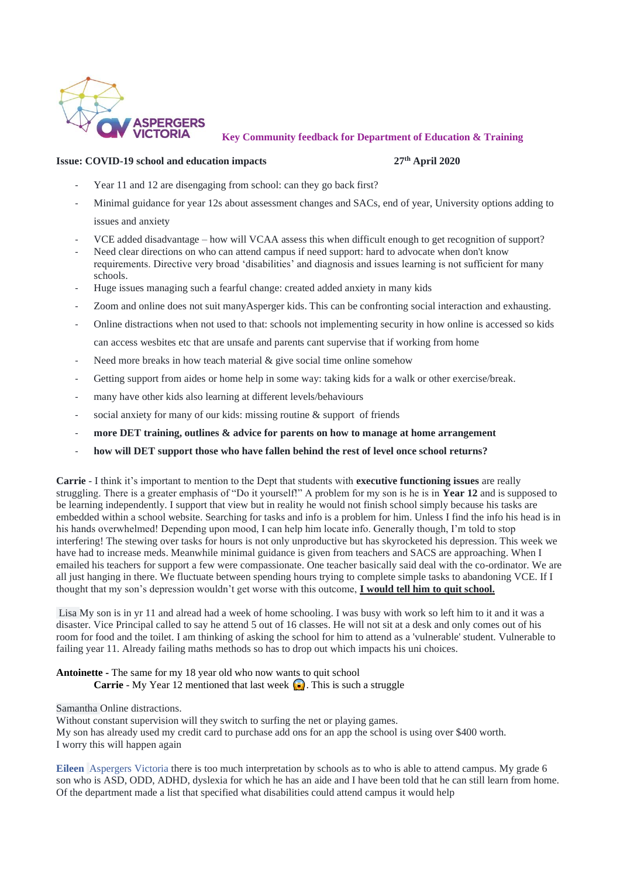ASPERGERS VICTORIA

**Key Community feedback for Department of Education & Training**

**Issue: COVID-19 school and education impacts** **27th April 2020**

- Year 11 and 12 are disengaging from school: can they go back first?
- Minimal guidance for year 12s about assessment changes and SACs, end of year, University options adding to issues and anxiety
- VCE added disadvantage – how will VCAA assess this when difficult enough to get recognition of support?
- Need clear directions on who can attend campus if need support: hard to advocate when don't know requirements. Directive very broad 'disabilities' and diagnosis and issues learning is not sufficient for many schools.
- Huge issues managing such a fearful change: created added anxiety in many kids
- Zoom and online does not suit manyAsperger kids. This can be confronting social interaction and exhausting.
- Online distractions when not used to that: schools not implementing security in how online is accessed so kids can access wesbites etc that are unsafe and parents cant supervise that if working from home
- Need more breaks in how teach material & give social time online somehow
- Getting support from aides or home help in some way: taking kids for a walk or other exercise/break.
- many have other kids also learning at different levels/behaviours
- social anxiety for many of our kids: missing routine & support of friends
- **more DET training, outlines & advice for parents on how to manage at home arrangement**
- **how will DET support those who have fallen behind the rest of level once school returns?**

**Carrie** - I think it's important to mention to the Dept that students with **executive functioning issues** are really struggling. There is a greater emphasis of "Do it yourself!" A problem for my son is he is in **Year 12** and is supposed to be learning independently. I support that view but in reality he would not finish school simply because his tasks are embedded within a school website. Searching for tasks and info is a problem for him. Unless I find the info his head is in his hands overwhelmed! Depending upon mood, I can help him locate info. Generally though, I'm told to stop interfering! The stewing over tasks for hours is not only unproductive but has skyrocketed his depression. This week we have had to increase meds. Meanwhile minimal guidance is given from teachers and SACS are approaching. When I emailed his teachers for support a few were compassionate. One teacher basically said deal with the co-ordinator. We are all just hanging in there. We fluctuate between spending hours trying to complete simple tasks to abandoning VCE. If I thought that my son's depression wouldn't get worse with this outcome, **I would tell him to quit school.**

Lisa My son is in yr 11 and alread had a week of home schooling. I was busy with work so left him to it and it was a disaster. Vice Principal called to say he attend 5 out of 16 classes. He will not sit at a desk and only comes out of his room for food and the toilet. I am thinking of asking the school for him to attend as a 'vulnerable' student. Vulnerable to failing year 11. Already failing maths methods so has to drop out which impacts his uni choices.

**Antoinette** - The same for my 18 year old who now wants to quit school

**Carrie** - My Year 12 mentioned that last week 😱. This is such a struggle

Samantha Online distractions.
Without constant supervision will they switch to surfing the net or playing games.
My son has already used my credit card to purchase add ons for an app the school is using over $400 worth.
I worry this will happen again

**Eileen** Aspergers Victoria there is too much interpretation by schools as to who is able to attend campus. My grade 6 son who is ASD, ODD, ADHD, dyslexia for which he has an aide and I have been told that he can still learn from home. Of the department made a list that specified what disabilities could attend campus it would help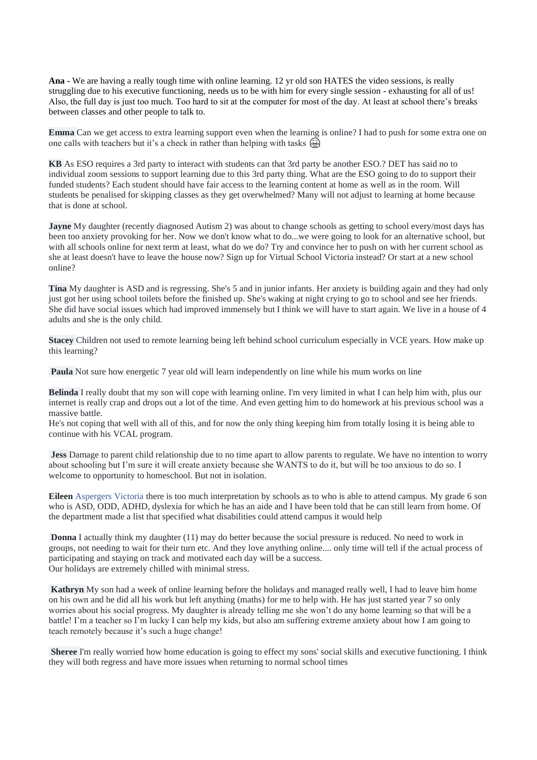**Ana** - We are having a really tough time with online learning. 12 yr old son HATES the video sessions, is really struggling due to his executive functioning, needs us to be with him for every single session - exhausting for all of us! Also, the full day is just too much. Too hard to sit at the computer for most of the day. At least at school there's breaks between classes and other people to talk to.

**Emma** Can we get access to extra learning support even when the learning is online? I had to push for some extra one on one calls with teachers but it's a check in rather than helping with tasks 🤮

**KB** As ESO requires a 3rd party to interact with students can that 3rd party be another ESO.? DET has said no to individual zoom sessions to support learning due to this 3rd party thing. What are the ESO going to do to support their funded students? Each student should have fair access to the learning content at home as well as in the room. Will students be penalised for skipping classes as they get overwhelmed? Many will not adjust to learning at home because that is done at school.

**Jayne** My daughter (recently diagnosed Autism 2) was about to change schools as getting to school every/most days has been too anxiety provoking for her. Now we don't know what to do...we were going to look for an alternative school, but with all schools online for next term at least, what do we do? Try and convince her to push on with her current school as she at least doesn't have to leave the house now? Sign up for Virtual School Victoria instead? Or start at a new school online?

**Tina** My daughter is ASD and is regressing. She's 5 and in junior infants. Her anxiety is building again and they had only just got her using school toilets before the finished up. She's waking at night crying to go to school and see her friends. She did have social issues which had improved immensely but I think we will have to start again. We live in a house of 4 adults and she is the only child.

**Stacey** Children not used to remote learning being left behind school curriculum especially in VCE years. How make up this learning?

**Paula** Not sure how energetic 7 year old will learn independently on line while his mum works on line

**Belinda** I really doubt that my son will cope with learning online. I'm very limited in what I can help him with, plus our internet is really crap and drops out a lot of the time. And even getting him to do homework at his previous school was a massive battle.
He's not coping that well with all of this, and for now the only thing keeping him from totally losing it is being able to continue with his VCAL program.

**Jess** Damage to parent child relationship due to no time apart to allow parents to regulate. We have no intention to worry about schooling but I'm sure it will create anxiety because she WANTS to do it, but will be too anxious to do so. I welcome to opportunity to homeschool. But not in isolation.

**Eileen** Aspergers Victoria there is too much interpretation by schools as to who is able to attend campus. My grade 6 son who is ASD, ODD, ADHD, dyslexia for which he has an aide and I have been told that he can still learn from home. Of the department made a list that specified what disabilities could attend campus it would help

**Donna** I actually think my daughter (11) may do better because the social pressure is reduced. No need to work in groups, not needing to wait for their turn etc. And they love anything online.... only time will tell if the actual process of participating and staying on track and motivated each day will be a success.
Our holidays are extremely chilled with minimal stress.

**Kathryn** My son had a week of online learning before the holidays and managed really well, I had to leave him home on his own and he did all his work but left anything (maths) for me to help with. He has just started year 7 so only worries about his social progress. My daughter is already telling me she won't do any home learning so that will be a battle! I'm a teacher so I'm lucky I can help my kids, but also am suffering extreme anxiety about how I am going to teach remotely because it's such a huge change!

**Sheree** I'm really worried how home education is going to effect my sons' social skills and executive functioning. I think they will both regress and have more issues when returning to normal school times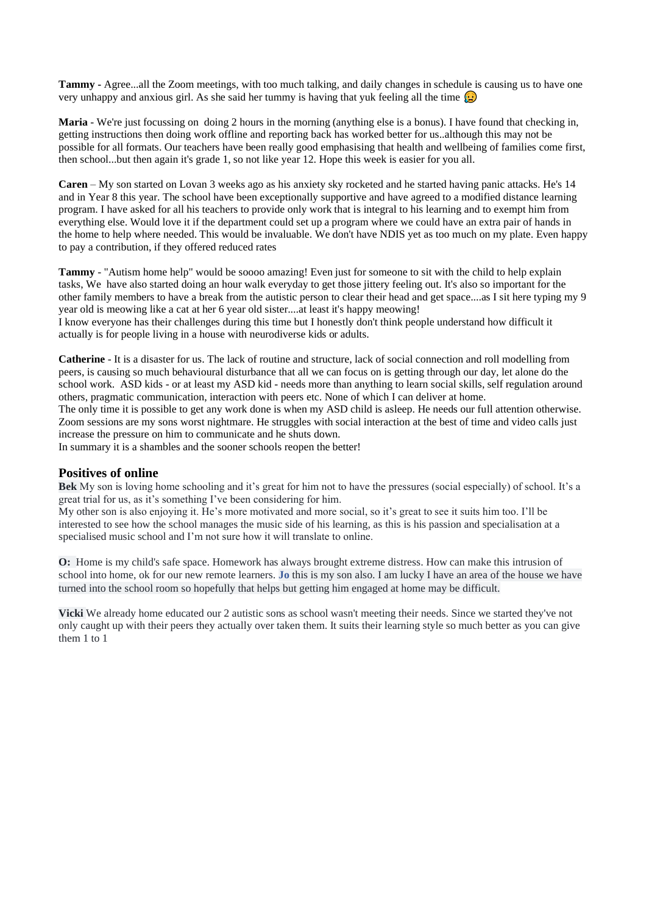**Tammy -** Agree...all the Zoom meetings, with too much talking, and daily changes in schedule is causing us to have one very unhappy and anxious girl. As she said her tummy is having that yuk feeling all the time 😥

**Maria** - We're just focussing on doing 2 hours in the morning (anything else is a bonus). I have found that checking in, getting instructions then doing work offline and reporting back has worked better for us..although this may not be possible for all formats. Our teachers have been really good emphasising that health and wellbeing of families come first, then school...but then again it's grade 1, so not like year 12. Hope this week is easier for you all.

**Caren** – My son started on Lovan 3 weeks ago as his anxiety sky rocketed and he started having panic attacks. He's 14 and in Year 8 this year. The school have been exceptionally supportive and have agreed to a modified distance learning program. I have asked for all his teachers to provide only work that is integral to his learning and to exempt him from everything else. Would love it if the department could set up a program where we could have an extra pair of hands in the home to help where needed. This would be invaluable. We don't have NDIS yet as too much on my plate. Even happy to pay a contribution, if they offered reduced rates

**Tammy** - "Autism home help" would be soooo amazing! Even just for someone to sit with the child to help explain tasks, We have also started doing an hour walk everyday to get those jittery feeling out. It's also so important for the other family members to have a break from the autistic person to clear their head and get space....as I sit here typing my 9 year old is meowing like a cat at her 6 year old sister....at least it's happy meowing!
I know everyone has their challenges during this time but I honestly don't think people understand how difficult it actually is for people living in a house with neurodiverse kids or adults.

**Catherine** - It is a disaster for us. The lack of routine and structure, lack of social connection and roll modelling from peers, is causing so much behavioural disturbance that all we can focus on is getting through our day, let alone do the school work. ASD kids - or at least my ASD kid - needs more than anything to learn social skills, self regulation around others, pragmatic communication, interaction with peers etc. None of which I can deliver at home.
The only time it is possible to get any work done is when my ASD child is asleep. He needs our full attention otherwise. Zoom sessions are my sons worst nightmare. He struggles with social interaction at the best of time and video calls just increase the pressure on him to communicate and he shuts down.
In summary it is a shambles and the sooner schools reopen the better!

## Positives of online

**Bek** My son is loving home schooling and it's great for him not to have the pressures (social especially) of school. It's a great trial for us, as it's something I've been considering for him.
My other son is also enjoying it. He's more motivated and more social, so it's great to see it suits him too. I'll be interested to see how the school manages the music side of his learning, as this is his passion and specialisation at a specialised music school and I'm not sure how it will translate to online.

**O:** Home is my child's safe space. Homework has always brought extreme distress. How can make this intrusion of school into home, ok for our new remote learners. **Jo** this is my son also. I am lucky I have an area of the house we have turned into the school room so hopefully that helps but getting him engaged at home may be difficult.

**Vicki** We already home educated our 2 autistic sons as school wasn't meeting their needs. Since we started they've not only caught up with their peers they actually over taken them. It suits their learning style so much better as you can give them 1 to 1